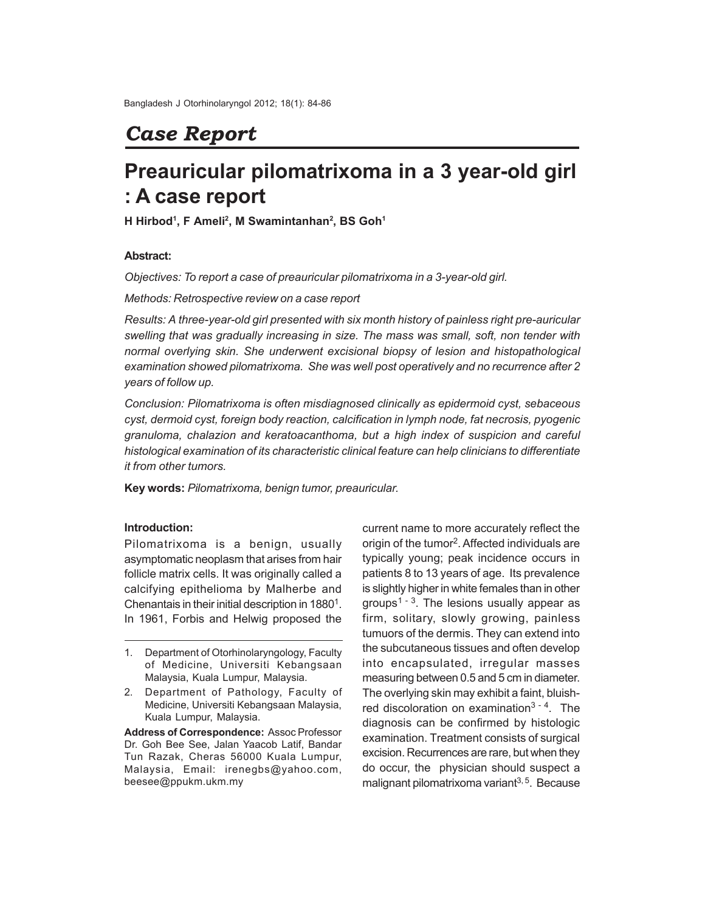## Case Report

# Preauricular pilomatrixoma in a 3 year-old girl : A case report

**H Hirbod[1], F Ameli[2], M Swamintanhan[2], BS Goh[1]**

**Abstract:**

*Objectives: To report a case of preauricular pilomatrixoma in a 3-year-old girl.*

*Methods: Retrospective review on a case report*

*Results: A three-year-old girl presented with six month history of painless right pre-auricular swelling that was gradually increasing in size. The mass was small, soft, non tender with normal overlying skin. She underwent excisional biopsy of lesion and histopathological examination showed pilomatrixoma. She was well post operatively and no recurrence after 2 years of follow up.*

*Conclusion: Pilomatrixoma is often misdiagnosed clinically as epidermoid cyst, sebaceous cyst, dermoid cyst, foreign body reaction, calcification in lymph node, fat necrosis, pyogenic granuloma, chalazion and keratoacanthoma, but a high index of suspicion and careful histological examination of its characteristic clinical feature can help clinicians to differentiate it from other tumors.*

**Key words:** *Pilomatrixoma, benign tumor, preauricular.*

**Introduction:**

Pilomatrixoma is a benign, usually asymptomatic neoplasm that arises from hair follicle matrix cells. It was originally called a calcifying epithelioma by Malherbe and Chenantais in their initial description in 1880[1]. In 1961, Forbis and Helwig proposed the current name to more accurately reflect the origin of the tumor[2]. Affected individuals are typically young; peak incidence occurs in patients 8 to 13 years of age. Its prevalence is slightly higher in white females than in other groups[1 - 3]. The lesions usually appear as firm, solitary, slowly growing, painless tumuors of the dermis. They can extend into the subcutaneous tissues and often develop into encapsulated, irregular masses measuring between 0.5 and 5 cm in diameter. The overlying skin may exhibit a faint, bluish-red discoloration on examination[3 - 4]. The diagnosis can be confirmed by histologic examination. Treatment consists of surgical excision. Recurrences are rare, but when they do occur, the physician should suspect a malignant pilomatrixoma variant[3, 5]. Because

1. Department of Otorhinolaryngology, Faculty of Medicine, Universiti Kebangsaan Malaysia, Kuala Lumpur, Malaysia.
2. Department of Pathology, Faculty of Medicine, Universiti Kebangsaan Malaysia, Kuala Lumpur, Malaysia.

**Address of Correspondence:** Assoc Professor Dr. Goh Bee See, Jalan Yaacob Latif, Bandar Tun Razak, Cheras 56000 Kuala Lumpur, Malaysia, Email: irenegbs@yahoo.com, beesee@ppukm.ukm.my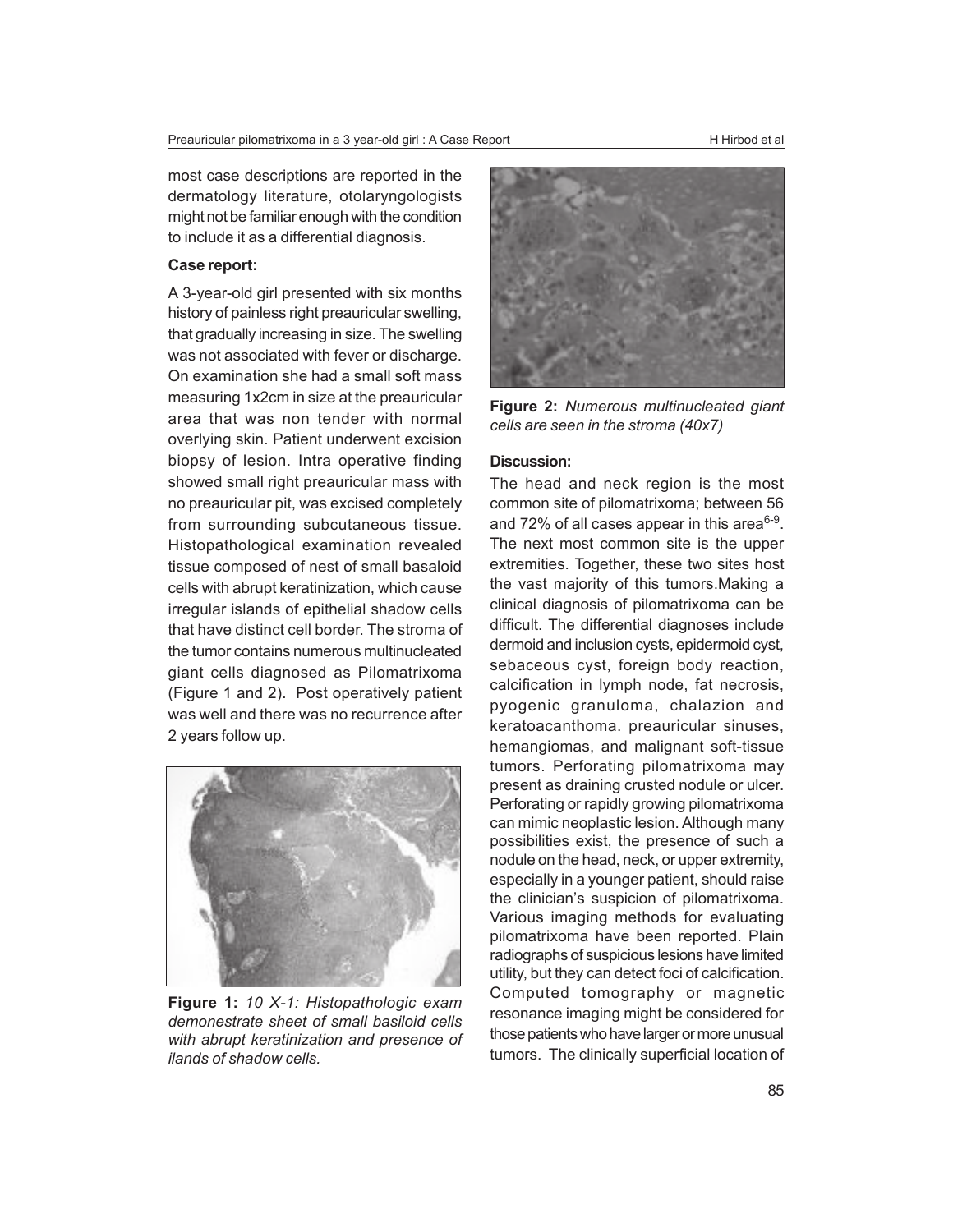most case descriptions are reported in the dermatology literature, otolaryngologists might not be familiar enough with the condition to include it as a differential diagnosis.

**Case report:**

A 3-year-old girl presented with six months history of painless right preauricular swelling, that gradually increasing in size. The swelling was not associated with fever or discharge. On examination she had a small soft mass measuring 1x2cm in size at the preauricular area that was non tender with normal overlying skin. Patient underwent excision biopsy of lesion. Intra operative finding showed small right preauricular mass with no preauricular pit, was excised completely from surrounding subcutaneous tissue. Histopathological examination revealed tissue composed of nest of small basaloid cells with abrupt keratinization, which cause irregular islands of epithelial shadow cells that have distinct cell border. The stroma of the tumor contains numerous multinucleated giant cells diagnosed as Pilomatrixoma (Figure 1 and 2). Post operatively patient was well and there was no recurrence after 2 years follow up.

**Figure 1:** *10 X-1: Histopathologic exam demonestrate sheet of small basiloid cells with abrupt keratinization and presence of ilands of shadow cells.*

**Figure 2:** *Numerous multinucleated giant cells are seen in the stroma (40x7)*

**Discussion:**

The head and neck region is the most common site of pilomatrixoma; between 56 and 72% of all cases appear in this area[6-9]. The next most common site is the upper extremities. Together, these two sites host the vast majority of this tumors.Making a clinical diagnosis of pilomatrixoma can be difficult. The differential diagnoses include dermoid and inclusion cysts, epidermoid cyst, sebaceous cyst, foreign body reaction, calcification in lymph node, fat necrosis, pyogenic granuloma, chalazion and keratoacanthoma. preauricular sinuses, hemangiomas, and malignant soft-tissue tumors. Perforating pilomatrixoma may present as draining crusted nodule or ulcer. Perforating or rapidly growing pilomatrixoma can mimic neoplastic lesion. Although many possibilities exist, the presence of such a nodule on the head, neck, or upper extremity, especially in a younger patient, should raise the clinician's suspicion of pilomatrixoma. Various imaging methods for evaluating pilomatrixoma have been reported. Plain radiographs of suspicious lesions have limited utility, but they can detect foci of calcification. Computed tomography or magnetic resonance imaging might be considered for those patients who have larger or more unusual tumors. The clinically superficial location of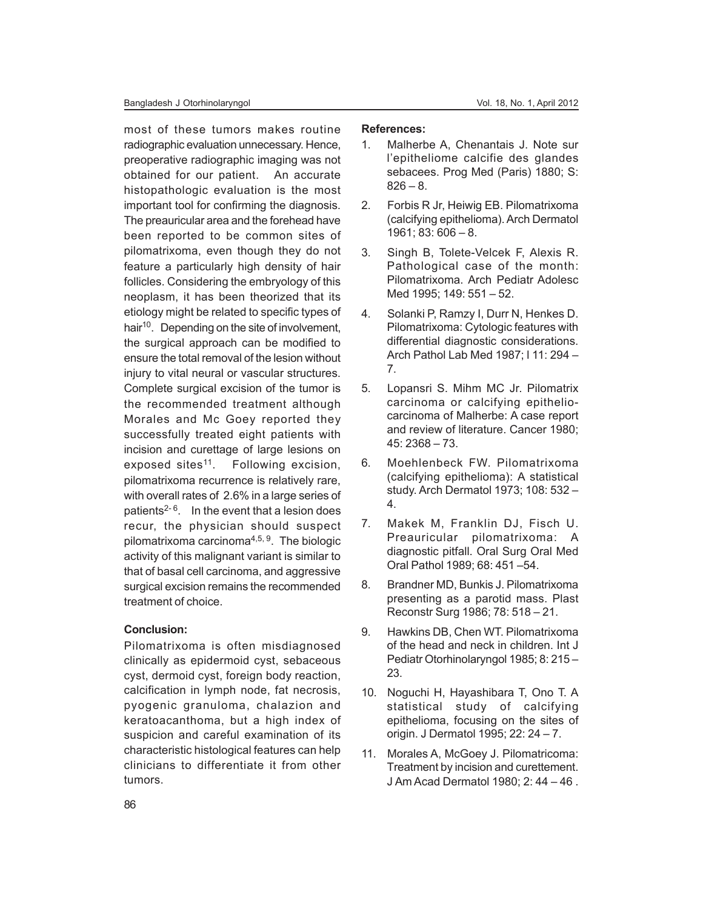most of these tumors makes routine radiographic evaluation unnecessary. Hence, preoperative radiographic imaging was not obtained for our patient. An accurate histopathologic evaluation is the most important tool for confirming the diagnosis. The preauricular area and the forehead have been reported to be common sites of pilomatrixoma, even though they do not feature a particularly high density of hair follicles. Considering the embryology of this neoplasm, it has been theorized that its etiology might be related to specific types of hair[10]. Depending on the site of involvement, the surgical approach can be modified to ensure the total removal of the lesion without injury to vital neural or vascular structures. Complete surgical excision of the tumor is the recommended treatment although Morales and Mc Goey reported they successfully treated eight patients with incision and curettage of large lesions on exposed sites[11]. Following excision, pilomatrixoma recurrence is relatively rare, with overall rates of 2.6% in a large series of patients[2-6]. In the event that a lesion does recur, the physician should suspect pilomatrixoma carcinoma[4,5,9]. The biologic activity of this malignant variant is similar to that of basal cell carcinoma, and aggressive surgical excision remains the recommended treatment of choice.

**Conclusion:**

Pilomatrixoma is often misdiagnosed clinically as epidermoid cyst, sebaceous cyst, dermoid cyst, foreign body reaction, calcification in lymph node, fat necrosis, pyogenic granuloma, chalazion and keratoacanthoma, but a high index of suspicion and careful examination of its characteristic histological features can help clinicians to differentiate it from other tumors.

**References:**

1. Malherbe A, Chenantais J. Note sur l'epitheliome calcifie des glandes sebacees. Prog Med (Paris) 1880; S: 826 – 8.
2. Forbis R Jr, Heiwig EB. Pilomatrixoma (calcifying epithelioma). Arch Dermatol 1961; 83: 606 – 8.
3. Singh B, Tolete-Velcek F, Alexis R. Pathological case of the month: Pilomatrixoma. Arch Pediatr Adolesc Med 1995; 149: 551 – 52.
4. Solanki P, Ramzy I, Durr N, Henkes D. Pilomatrixoma: Cytologic features with differential diagnostic considerations. Arch Pathol Lab Med 1987; I 11: 294 – 7.
5. Lopansri S. Mihm MC Jr. Pilomatrix carcinoma or calcifying epithelio-carcinoma of Malherbe: A case report and review of literature. Cancer 1980; 45: 2368 – 73.
6. Moehlenbeck FW. Pilomatrixoma (calcifying epithelioma): A statistical study. Arch Dermatol 1973; 108: 532 – 4.
7. Makek M, Franklin DJ, Fisch U. Preauricular pilomatrixoma: A diagnostic pitfall. Oral Surg Oral Med Oral Pathol 1989; 68: 451 –54.
8. Brandner MD, Bunkis J. Pilomatrixoma presenting as a parotid mass. Plast Reconstr Surg 1986; 78: 518 – 21.
9. Hawkins DB, Chen WT. Pilomatrixoma of the head and neck in children. Int J Pediatr Otorhinolaryngol 1985; 8: 215 – 23.
10. Noguchi H, Hayashibara T, Ono T. A statistical study of calcifying epithelioma, focusing on the sites of origin. J Dermatol 1995; 22: 24 – 7.
11. Morales A, McGoey J. Pilomatricoma: Treatment by incision and curettement. J Am Acad Dermatol 1980; 2: 44 – 46 .